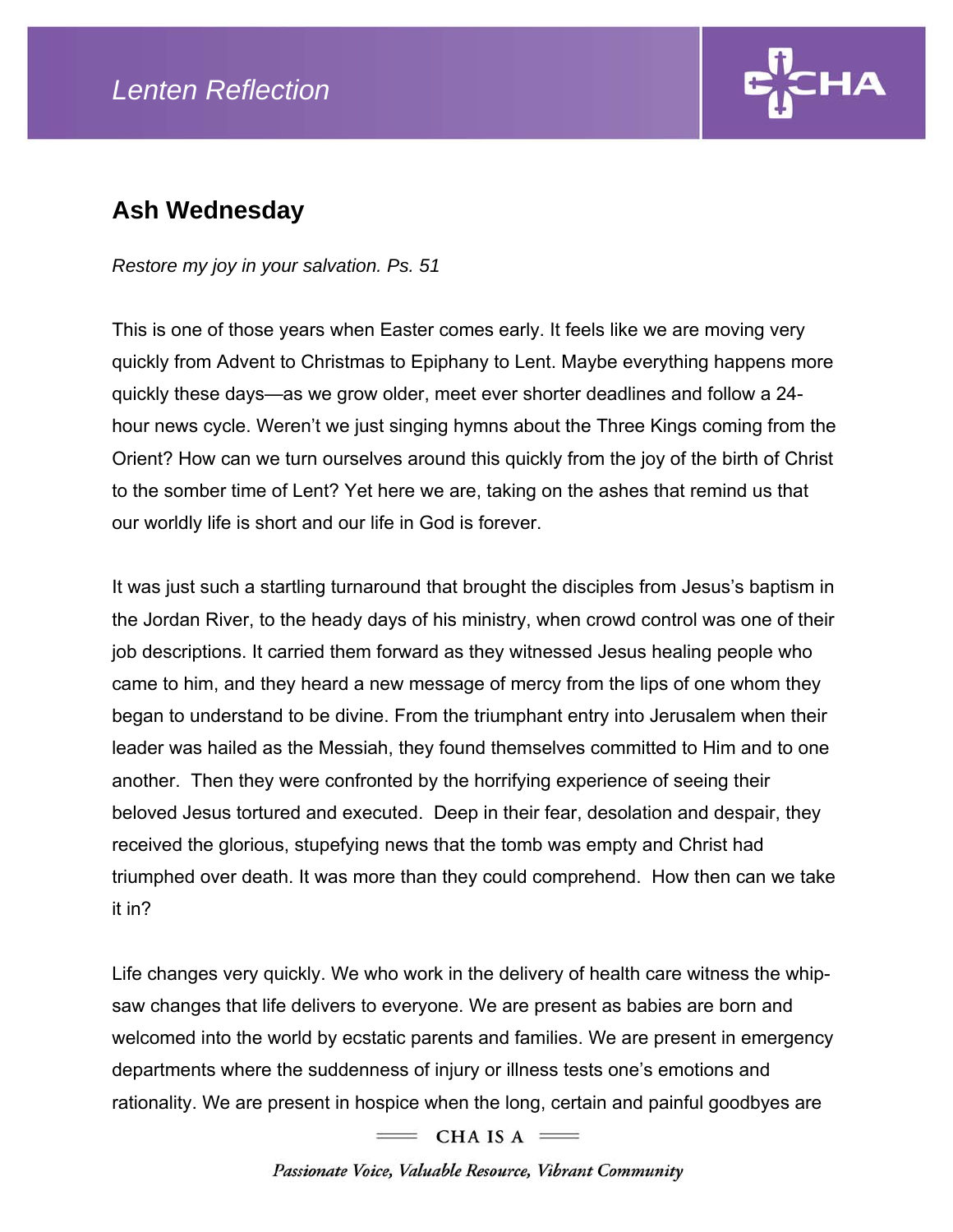## Ash Wednesday

*Restore my joy in your salvation. Ps. 51*

This is one of those years when Easter comes early. It feels like we are moving very quickly from Advent to Christmas to Epiphany to Lent. Maybe everything happens more quickly these days—as we grow older, meet ever shorter deadlines and follow a 24-hour news cycle. Weren't we just singing hymns about the Three Kings coming from the Orient? How can we turn ourselves around this quickly from the joy of the birth of Christ to the somber time of Lent? Yet here we are, taking on the ashes that remind us that our worldly life is short and our life in God is forever.

It was just such a startling turnaround that brought the disciples from Jesus's baptism in the Jordan River, to the heady days of his ministry, when crowd control was one of their job descriptions. It carried them forward as they witnessed Jesus healing people who came to him, and they heard a new message of mercy from the lips of one whom they began to understand to be divine. From the triumphant entry into Jerusalem when their leader was hailed as the Messiah, they found themselves committed to Him and to one another. Then they were confronted by the horrifying experience of seeing their beloved Jesus tortured and executed. Deep in their fear, desolation and despair, they received the glorious, stupefying news that the tomb was empty and Christ had triumphed over death. It was more than they could comprehend. How then can we take it in?

Life changes very quickly. We who work in the delivery of health care witness the whip-saw changes that life delivers to everyone. We are present as babies are born and welcomed into the world by ecstatic parents and families. We are present in emergency departments where the suddenness of injury or illness tests one's emotions and rationality. We are present in hospice when the long, certain and painful goodbyes are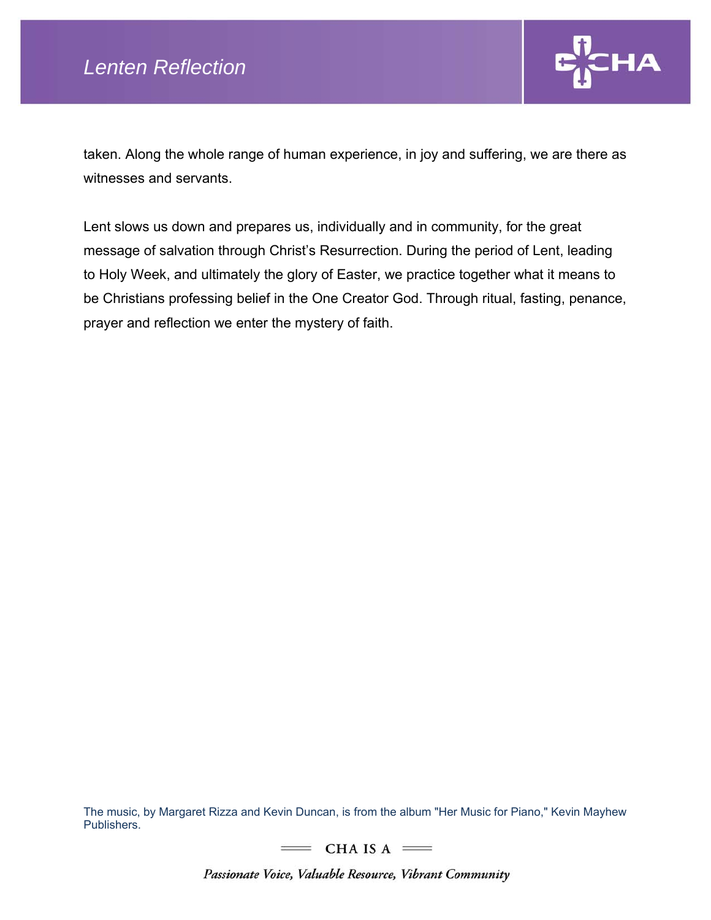taken. Along the whole range of human experience, in joy and suffering, we are there as witnesses and servants.

Lent slows us down and prepares us, individually and in community, for the great message of salvation through Christ's Resurrection. During the period of Lent, leading to Holy Week, and ultimately the glory of Easter, we practice together what it means to be Christians professing belief in the One Creator God. Through ritual, fasting, penance, prayer and reflection we enter the mystery of faith.

The music, by Margaret Rizza and Kevin Duncan, is from the album "Her Music for Piano," Kevin Mayhew Publishers.